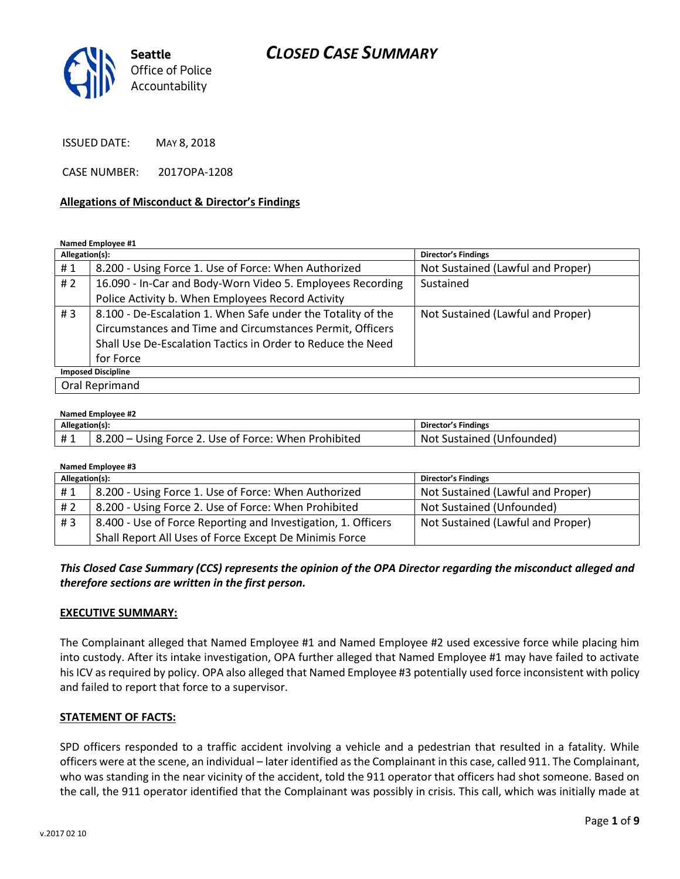Seattle Office of Police Accountability

# CLOSED CASE SUMMARY

ISSUED DATE: MAY 8, 2018

CASE NUMBER: 2017OPA-1208

**Allegations of Misconduct & Director's Findings**

**Named Employee #1**

| Allegation(s): | | Director's Findings |
|---|---|---|
| # 1 | 8.200 - Using Force 1. Use of Force: When Authorized | Not Sustained (Lawful and Proper) |
| # 2 | 16.090 - In-Car and Body-Worn Video 5. Employees Recording Police Activity b. When Employees Record Activity | Sustained |
| # 3 | 8.100 - De-Escalation 1. When Safe under the Totality of the Circumstances and Time and Circumstances Permit, Officers Shall Use De-Escalation Tactics in Order to Reduce the Need for Force | Not Sustained (Lawful and Proper) |
| **Imposed Discipline** | | |
| Oral Reprimand | | |

**Named Employee #2**

| Allegation(s): | | Director's Findings |
|---|---|---|
| # 1 | 8.200 – Using Force 2. Use of Force: When Prohibited | Not Sustained (Unfounded) |

**Named Employee #3**

| Allegation(s): | | Director's Findings |
|---|---|---|
| # 1 | 8.200 - Using Force 1. Use of Force: When Authorized | Not Sustained (Lawful and Proper) |
| # 2 | 8.200 - Using Force 2. Use of Force: When Prohibited | Not Sustained (Unfounded) |
| # 3 | 8.400 - Use of Force Reporting and Investigation, 1. Officers Shall Report All Uses of Force Except De Minimis Force | Not Sustained (Lawful and Proper) |

***This Closed Case Summary (CCS) represents the opinion of the OPA Director regarding the misconduct alleged and therefore sections are written in the first person.***

**EXECUTIVE SUMMARY:**

The Complainant alleged that Named Employee #1 and Named Employee #2 used excessive force while placing him into custody. After its intake investigation, OPA further alleged that Named Employee #1 may have failed to activate his ICV as required by policy. OPA also alleged that Named Employee #3 potentially used force inconsistent with policy and failed to report that force to a supervisor.

**STATEMENT OF FACTS:**

SPD officers responded to a traffic accident involving a vehicle and a pedestrian that resulted in a fatality. While officers were at the scene, an individual – later identified as the Complainant in this case, called 911. The Complainant, who was standing in the near vicinity of the accident, told the 911 operator that officers had shot someone. Based on the call, the 911 operator identified that the Complainant was possibly in crisis. This call, which was initially made at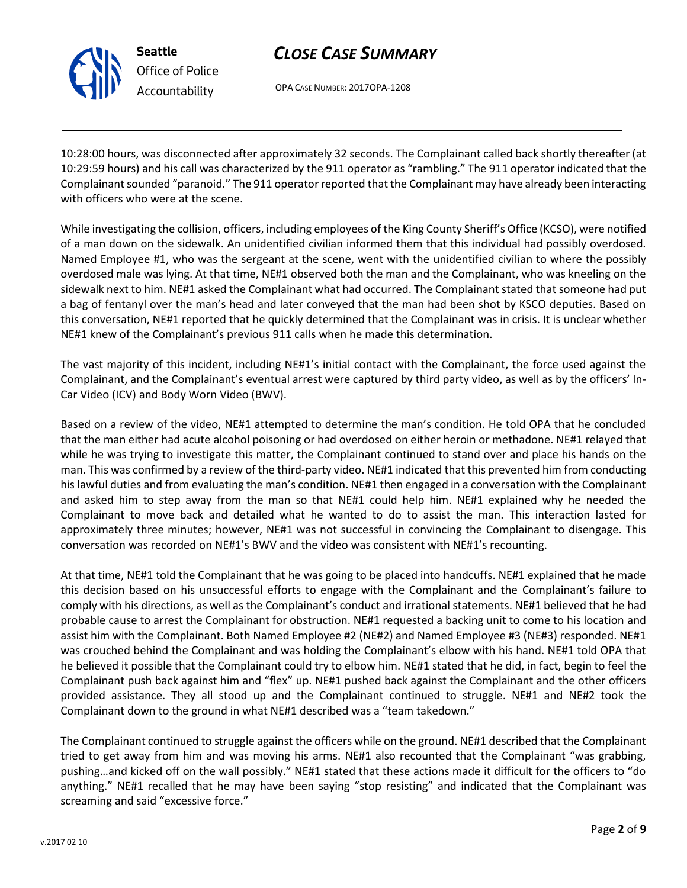10:28:00 hours, was disconnected after approximately 32 seconds. The Complainant called back shortly thereafter (at 10:29:59 hours) and his call was characterized by the 911 operator as "rambling." The 911 operator indicated that the Complainant sounded "paranoid." The 911 operator reported that the Complainant may have already been interacting with officers who were at the scene.

While investigating the collision, officers, including employees of the King County Sheriff's Office (KCSO), were notified of a man down on the sidewalk. An unidentified civilian informed them that this individual had possibly overdosed. Named Employee #1, who was the sergeant at the scene, went with the unidentified civilian to where the possibly overdosed male was lying. At that time, NE#1 observed both the man and the Complainant, who was kneeling on the sidewalk next to him. NE#1 asked the Complainant what had occurred. The Complainant stated that someone had put a bag of fentanyl over the man's head and later conveyed that the man had been shot by KSCO deputies. Based on this conversation, NE#1 reported that he quickly determined that the Complainant was in crisis. It is unclear whether NE#1 knew of the Complainant's previous 911 calls when he made this determination.

The vast majority of this incident, including NE#1's initial contact with the Complainant, the force used against the Complainant, and the Complainant's eventual arrest were captured by third party video, as well as by the officers' In-Car Video (ICV) and Body Worn Video (BWV).

Based on a review of the video, NE#1 attempted to determine the man's condition. He told OPA that he concluded that the man either had acute alcohol poisoning or had overdosed on either heroin or methadone. NE#1 relayed that while he was trying to investigate this matter, the Complainant continued to stand over and place his hands on the man. This was confirmed by a review of the third-party video. NE#1 indicated that this prevented him from conducting his lawful duties and from evaluating the man's condition. NE#1 then engaged in a conversation with the Complainant and asked him to step away from the man so that NE#1 could help him. NE#1 explained why he needed the Complainant to move back and detailed what he wanted to do to assist the man. This interaction lasted for approximately three minutes; however, NE#1 was not successful in convincing the Complainant to disengage. This conversation was recorded on NE#1's BWV and the video was consistent with NE#1's recounting.

At that time, NE#1 told the Complainant that he was going to be placed into handcuffs. NE#1 explained that he made this decision based on his unsuccessful efforts to engage with the Complainant and the Complainant's failure to comply with his directions, as well as the Complainant's conduct and irrational statements. NE#1 believed that he had probable cause to arrest the Complainant for obstruction. NE#1 requested a backing unit to come to his location and assist him with the Complainant. Both Named Employee #2 (NE#2) and Named Employee #3 (NE#3) responded. NE#1 was crouched behind the Complainant and was holding the Complainant's elbow with his hand. NE#1 told OPA that he believed it possible that the Complainant could try to elbow him. NE#1 stated that he did, in fact, begin to feel the Complainant push back against him and "flex" up. NE#1 pushed back against the Complainant and the other officers provided assistance. They all stood up and the Complainant continued to struggle. NE#1 and NE#2 took the Complainant down to the ground in what NE#1 described was a "team takedown."

The Complainant continued to struggle against the officers while on the ground. NE#1 described that the Complainant tried to get away from him and was moving his arms. NE#1 also recounted that the Complainant "was grabbing, pushing…and kicked off on the wall possibly." NE#1 stated that these actions made it difficult for the officers to "do anything." NE#1 recalled that he may have been saying "stop resisting" and indicated that the Complainant was screaming and said "excessive force."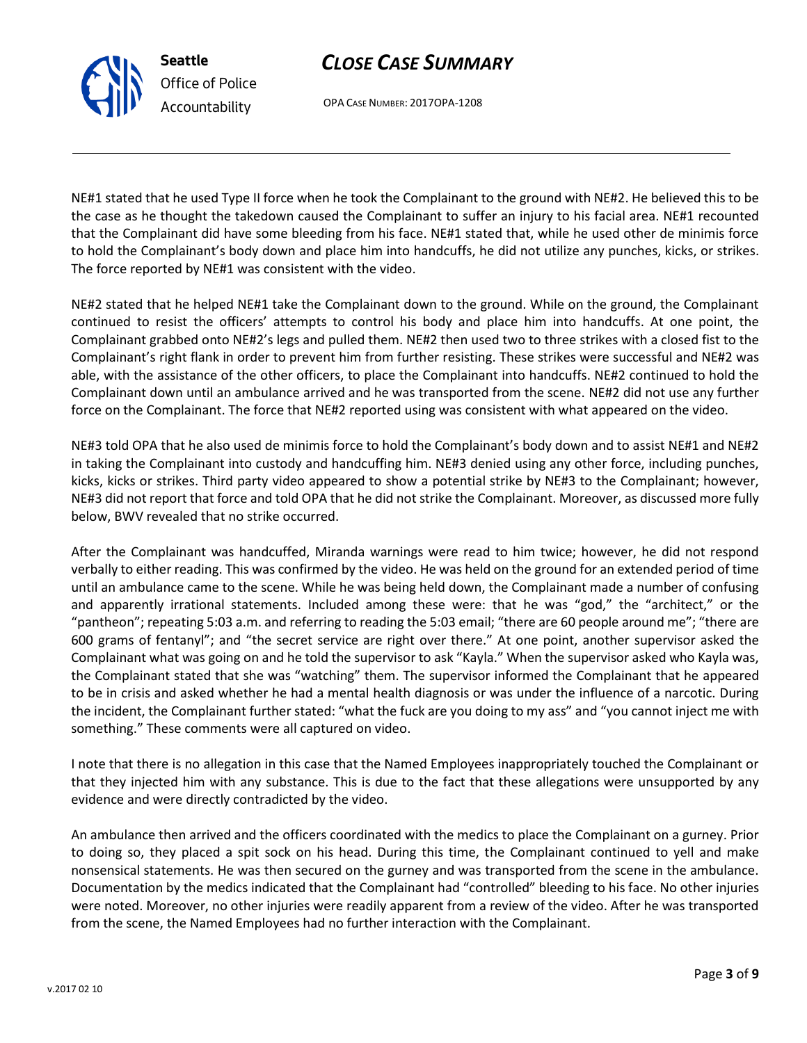NE#1 stated that he used Type II force when he took the Complainant to the ground with NE#2. He believed this to be the case as he thought the takedown caused the Complainant to suffer an injury to his facial area. NE#1 recounted that the Complainant did have some bleeding from his face. NE#1 stated that, while he used other de minimis force to hold the Complainant's body down and place him into handcuffs, he did not utilize any punches, kicks, or strikes. The force reported by NE#1 was consistent with the video.

NE#2 stated that he helped NE#1 take the Complainant down to the ground. While on the ground, the Complainant continued to resist the officers' attempts to control his body and place him into handcuffs. At one point, the Complainant grabbed onto NE#2's legs and pulled them. NE#2 then used two to three strikes with a closed fist to the Complainant's right flank in order to prevent him from further resisting. These strikes were successful and NE#2 was able, with the assistance of the other officers, to place the Complainant into handcuffs. NE#2 continued to hold the Complainant down until an ambulance arrived and he was transported from the scene. NE#2 did not use any further force on the Complainant. The force that NE#2 reported using was consistent with what appeared on the video.

NE#3 told OPA that he also used de minimis force to hold the Complainant's body down and to assist NE#1 and NE#2 in taking the Complainant into custody and handcuffing him. NE#3 denied using any other force, including punches, kicks, kicks or strikes. Third party video appeared to show a potential strike by NE#3 to the Complainant; however, NE#3 did not report that force and told OPA that he did not strike the Complainant. Moreover, as discussed more fully below, BWV revealed that no strike occurred.

After the Complainant was handcuffed, Miranda warnings were read to him twice; however, he did not respond verbally to either reading. This was confirmed by the video. He was held on the ground for an extended period of time until an ambulance came to the scene. While he was being held down, the Complainant made a number of confusing and apparently irrational statements. Included among these were: that he was "god," the "architect," or the "pantheon"; repeating 5:03 a.m. and referring to reading the 5:03 email; "there are 60 people around me"; "there are 600 grams of fentanyl"; and "the secret service are right over there." At one point, another supervisor asked the Complainant what was going on and he told the supervisor to ask "Kayla." When the supervisor asked who Kayla was, the Complainant stated that she was "watching" them. The supervisor informed the Complainant that he appeared to be in crisis and asked whether he had a mental health diagnosis or was under the influence of a narcotic. During the incident, the Complainant further stated: "what the fuck are you doing to my ass" and "you cannot inject me with something." These comments were all captured on video.

I note that there is no allegation in this case that the Named Employees inappropriately touched the Complainant or that they injected him with any substance. This is due to the fact that these allegations were unsupported by any evidence and were directly contradicted by the video.

An ambulance then arrived and the officers coordinated with the medics to place the Complainant on a gurney. Prior to doing so, they placed a spit sock on his head. During this time, the Complainant continued to yell and make nonsensical statements. He was then secured on the gurney and was transported from the scene in the ambulance. Documentation by the medics indicated that the Complainant had "controlled" bleeding to his face. No other injuries were noted. Moreover, no other injuries were readily apparent from a review of the video. After he was transported from the scene, the Named Employees had no further interaction with the Complainant.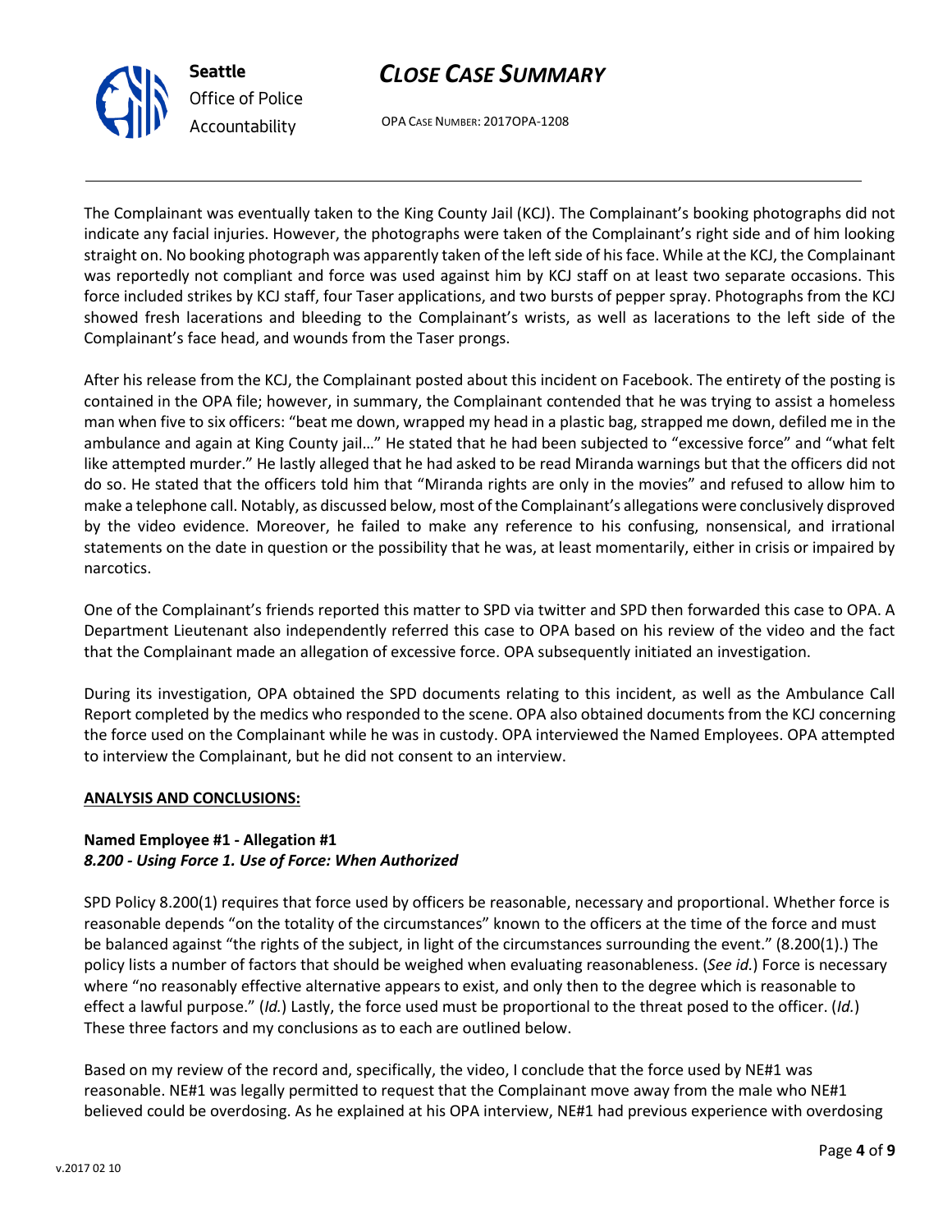The Complainant was eventually taken to the King County Jail (KCJ). The Complainant's booking photographs did not indicate any facial injuries. However, the photographs were taken of the Complainant's right side and of him looking straight on. No booking photograph was apparently taken of the left side of his face. While at the KCJ, the Complainant was reportedly not compliant and force was used against him by KCJ staff on at least two separate occasions. This force included strikes by KCJ staff, four Taser applications, and two bursts of pepper spray. Photographs from the KCJ showed fresh lacerations and bleeding to the Complainant's wrists, as well as lacerations to the left side of the Complainant's face head, and wounds from the Taser prongs.

After his release from the KCJ, the Complainant posted about this incident on Facebook. The entirety of the posting is contained in the OPA file; however, in summary, the Complainant contended that he was trying to assist a homeless man when five to six officers: "beat me down, wrapped my head in a plastic bag, strapped me down, defiled me in the ambulance and again at King County jail…" He stated that he had been subjected to "excessive force" and "what felt like attempted murder." He lastly alleged that he had asked to be read Miranda warnings but that the officers did not do so. He stated that the officers told him that "Miranda rights are only in the movies" and refused to allow him to make a telephone call. Notably, as discussed below, most of the Complainant's allegations were conclusively disproved by the video evidence. Moreover, he failed to make any reference to his confusing, nonsensical, and irrational statements on the date in question or the possibility that he was, at least momentarily, either in crisis or impaired by narcotics.

One of the Complainant's friends reported this matter to SPD via twitter and SPD then forwarded this case to OPA. A Department Lieutenant also independently referred this case to OPA based on his review of the video and the fact that the Complainant made an allegation of excessive force. OPA subsequently initiated an investigation.

During its investigation, OPA obtained the SPD documents relating to this incident, as well as the Ambulance Call Report completed by the medics who responded to the scene. OPA also obtained documents from the KCJ concerning the force used on the Complainant while he was in custody. OPA interviewed the Named Employees. OPA attempted to interview the Complainant, but he did not consent to an interview.

**ANALYSIS AND CONCLUSIONS:**

**Named Employee #1 - Allegation #1**
***8.200 - Using Force 1. Use of Force: When Authorized***

SPD Policy 8.200(1) requires that force used by officers be reasonable, necessary and proportional. Whether force is reasonable depends "on the totality of the circumstances" known to the officers at the time of the force and must be balanced against "the rights of the subject, in light of the circumstances surrounding the event." (8.200(1).) The policy lists a number of factors that should be weighed when evaluating reasonableness. (*See id.*) Force is necessary where "no reasonably effective alternative appears to exist, and only then to the degree which is reasonable to effect a lawful purpose." (*Id.*) Lastly, the force used must be proportional to the threat posed to the officer. (*Id.*) These three factors and my conclusions as to each are outlined below.

Based on my review of the record and, specifically, the video, I conclude that the force used by NE#1 was reasonable. NE#1 was legally permitted to request that the Complainant move away from the male who NE#1 believed could be overdosing. As he explained at his OPA interview, NE#1 had previous experience with overdosing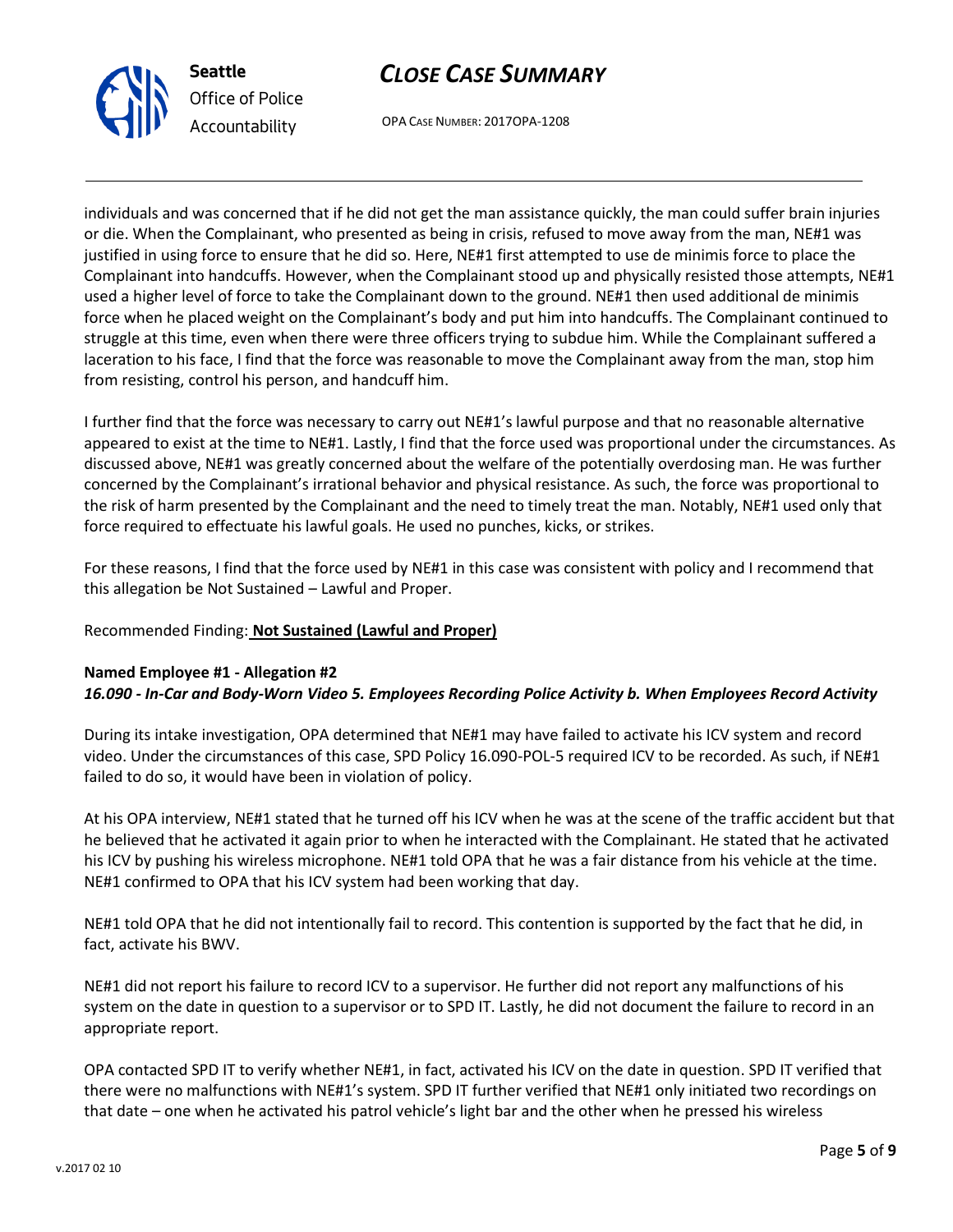individuals and was concerned that if he did not get the man assistance quickly, the man could suffer brain injuries or die. When the Complainant, who presented as being in crisis, refused to move away from the man, NE#1 was justified in using force to ensure that he did so. Here, NE#1 first attempted to use de minimis force to place the Complainant into handcuffs. However, when the Complainant stood up and physically resisted those attempts, NE#1 used a higher level of force to take the Complainant down to the ground. NE#1 then used additional de minimis force when he placed weight on the Complainant's body and put him into handcuffs. The Complainant continued to struggle at this time, even when there were three officers trying to subdue him. While the Complainant suffered a laceration to his face, I find that the force was reasonable to move the Complainant away from the man, stop him from resisting, control his person, and handcuff him.

I further find that the force was necessary to carry out NE#1's lawful purpose and that no reasonable alternative appeared to exist at the time to NE#1. Lastly, I find that the force used was proportional under the circumstances. As discussed above, NE#1 was greatly concerned about the welfare of the potentially overdosing man. He was further concerned by the Complainant's irrational behavior and physical resistance. As such, the force was proportional to the risk of harm presented by the Complainant and the need to timely treat the man. Notably, NE#1 used only that force required to effectuate his lawful goals. He used no punches, kicks, or strikes.

For these reasons, I find that the force used by NE#1 in this case was consistent with policy and I recommend that this allegation be Not Sustained – Lawful and Proper.

Recommended Finding: **Not Sustained (Lawful and Proper)**

**Named Employee #1 - Allegation #2**
***16.090 - In-Car and Body-Worn Video 5. Employees Recording Police Activity b. When Employees Record Activity***

During its intake investigation, OPA determined that NE#1 may have failed to activate his ICV system and record video. Under the circumstances of this case, SPD Policy 16.090-POL-5 required ICV to be recorded. As such, if NE#1 failed to do so, it would have been in violation of policy.

At his OPA interview, NE#1 stated that he turned off his ICV when he was at the scene of the traffic accident but that he believed that he activated it again prior to when he interacted with the Complainant. He stated that he activated his ICV by pushing his wireless microphone. NE#1 told OPA that he was a fair distance from his vehicle at the time. NE#1 confirmed to OPA that his ICV system had been working that day.

NE#1 told OPA that he did not intentionally fail to record. This contention is supported by the fact that he did, in fact, activate his BWV.

NE#1 did not report his failure to record ICV to a supervisor. He further did not report any malfunctions of his system on the date in question to a supervisor or to SPD IT. Lastly, he did not document the failure to record in an appropriate report.

OPA contacted SPD IT to verify whether NE#1, in fact, activated his ICV on the date in question. SPD IT verified that there were no malfunctions with NE#1's system. SPD IT further verified that NE#1 only initiated two recordings on that date – one when he activated his patrol vehicle's light bar and the other when he pressed his wireless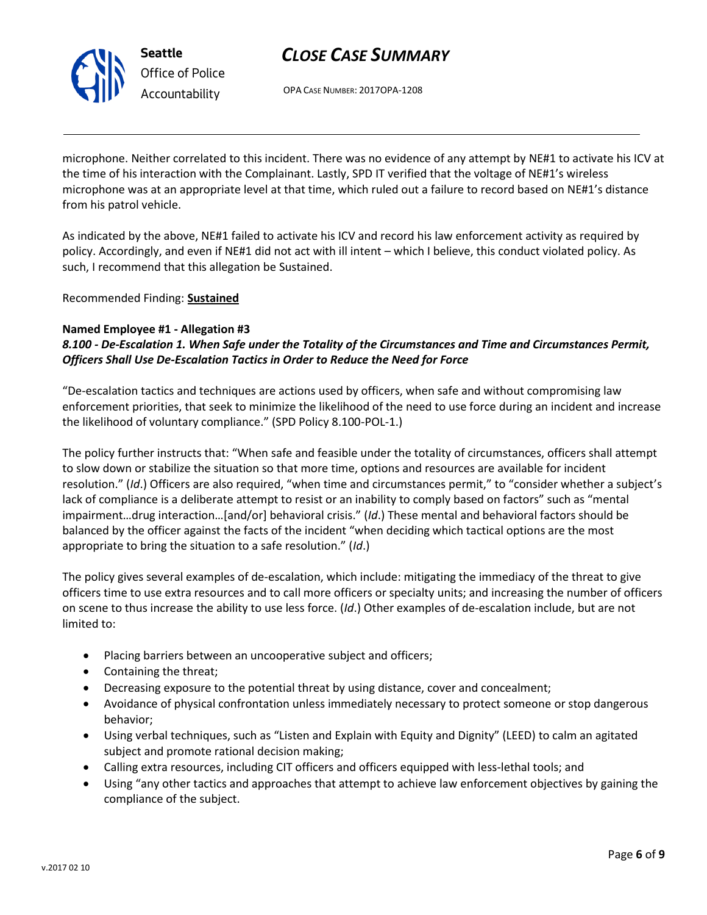microphone. Neither correlated to this incident. There was no evidence of any attempt by NE#1 to activate his ICV at the time of his interaction with the Complainant. Lastly, SPD IT verified that the voltage of NE#1's wireless microphone was at an appropriate level at that time, which ruled out a failure to record based on NE#1's distance from his patrol vehicle.

As indicated by the above, NE#1 failed to activate his ICV and record his law enforcement activity as required by policy. Accordingly, and even if NE#1 did not act with ill intent – which I believe, this conduct violated policy. As such, I recommend that this allegation be Sustained.

Recommended Finding: **Sustained**

**Named Employee #1 - Allegation #3**
***8.100 - De-Escalation 1. When Safe under the Totality of the Circumstances and Time and Circumstances Permit, Officers Shall Use De-Escalation Tactics in Order to Reduce the Need for Force***

"De-escalation tactics and techniques are actions used by officers, when safe and without compromising law enforcement priorities, that seek to minimize the likelihood of the need to use force during an incident and increase the likelihood of voluntary compliance." (SPD Policy 8.100-POL-1.)

The policy further instructs that: "When safe and feasible under the totality of circumstances, officers shall attempt to slow down or stabilize the situation so that more time, options and resources are available for incident resolution." (*Id*.) Officers are also required, "when time and circumstances permit," to "consider whether a subject's lack of compliance is a deliberate attempt to resist or an inability to comply based on factors" such as "mental impairment…drug interaction…[and/or] behavioral crisis." (*Id*.) These mental and behavioral factors should be balanced by the officer against the facts of the incident "when deciding which tactical options are the most appropriate to bring the situation to a safe resolution." (*Id*.)

The policy gives several examples of de-escalation, which include: mitigating the immediacy of the threat to give officers time to use extra resources and to call more officers or specialty units; and increasing the number of officers on scene to thus increase the ability to use less force. (*Id*.) Other examples of de-escalation include, but are not limited to:

- Placing barriers between an uncooperative subject and officers;
- Containing the threat;
- Decreasing exposure to the potential threat by using distance, cover and concealment;
- Avoidance of physical confrontation unless immediately necessary to protect someone or stop dangerous behavior;
- Using verbal techniques, such as "Listen and Explain with Equity and Dignity" (LEED) to calm an agitated subject and promote rational decision making;
- Calling extra resources, including CIT officers and officers equipped with less-lethal tools; and
- Using "any other tactics and approaches that attempt to achieve law enforcement objectives by gaining the compliance of the subject.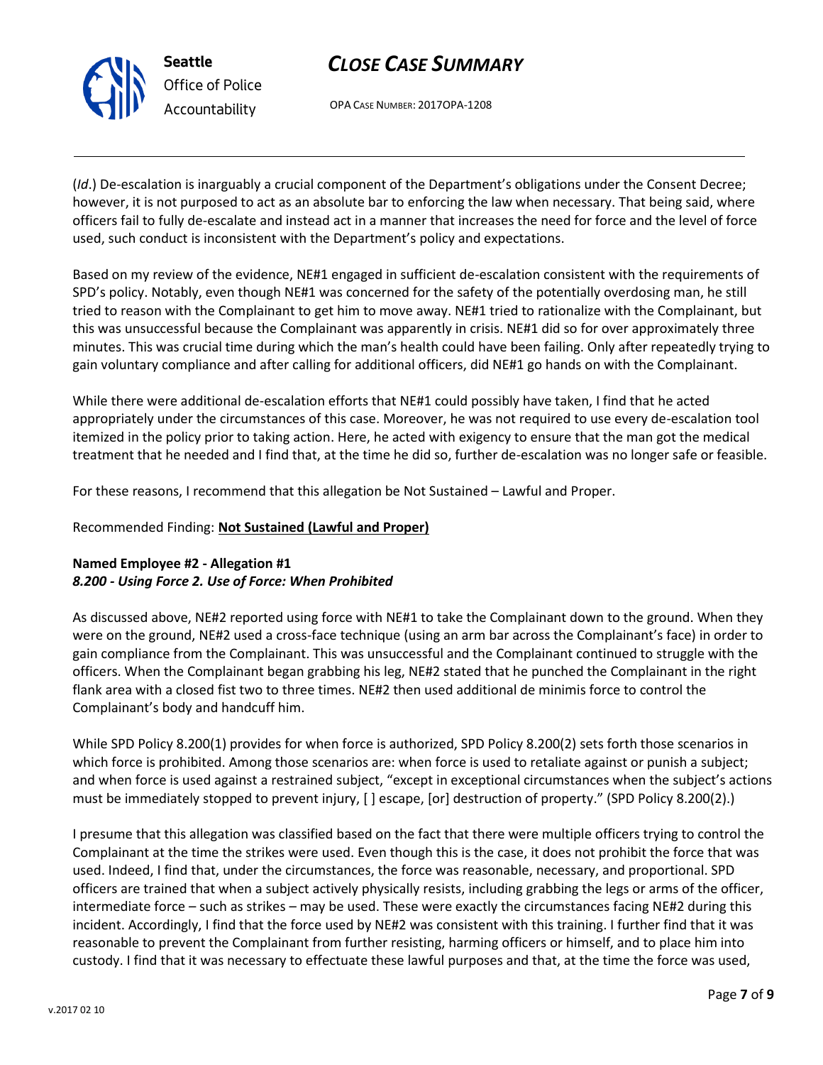(*Id*.) De-escalation is inarguably a crucial component of the Department's obligations under the Consent Decree; however, it is not purposed to act as an absolute bar to enforcing the law when necessary. That being said, where officers fail to fully de-escalate and instead act in a manner that increases the need for force and the level of force used, such conduct is inconsistent with the Department's policy and expectations.

Based on my review of the evidence, NE#1 engaged in sufficient de-escalation consistent with the requirements of SPD's policy. Notably, even though NE#1 was concerned for the safety of the potentially overdosing man, he still tried to reason with the Complainant to get him to move away. NE#1 tried to rationalize with the Complainant, but this was unsuccessful because the Complainant was apparently in crisis. NE#1 did so for over approximately three minutes. This was crucial time during which the man's health could have been failing. Only after repeatedly trying to gain voluntary compliance and after calling for additional officers, did NE#1 go hands on with the Complainant.

While there were additional de-escalation efforts that NE#1 could possibly have taken, I find that he acted appropriately under the circumstances of this case. Moreover, he was not required to use every de-escalation tool itemized in the policy prior to taking action. Here, he acted with exigency to ensure that the man got the medical treatment that he needed and I find that, at the time he did so, further de-escalation was no longer safe or feasible.

For these reasons, I recommend that this allegation be Not Sustained – Lawful and Proper.

Recommended Finding: **Not Sustained (Lawful and Proper)**

**Named Employee #2 - Allegation #1**
***8.200 - Using Force 2. Use of Force: When Prohibited***

As discussed above, NE#2 reported using force with NE#1 to take the Complainant down to the ground. When they were on the ground, NE#2 used a cross-face technique (using an arm bar across the Complainant's face) in order to gain compliance from the Complainant. This was unsuccessful and the Complainant continued to struggle with the officers. When the Complainant began grabbing his leg, NE#2 stated that he punched the Complainant in the right flank area with a closed fist two to three times. NE#2 then used additional de minimis force to control the Complainant's body and handcuff him.

While SPD Policy 8.200(1) provides for when force is authorized, SPD Policy 8.200(2) sets forth those scenarios in which force is prohibited. Among those scenarios are: when force is used to retaliate against or punish a subject; and when force is used against a restrained subject, "except in exceptional circumstances when the subject's actions must be immediately stopped to prevent injury, [ ] escape, [or] destruction of property." (SPD Policy 8.200(2).)

I presume that this allegation was classified based on the fact that there were multiple officers trying to control the Complainant at the time the strikes were used. Even though this is the case, it does not prohibit the force that was used. Indeed, I find that, under the circumstances, the force was reasonable, necessary, and proportional. SPD officers are trained that when a subject actively physically resists, including grabbing the legs or arms of the officer, intermediate force – such as strikes – may be used. These were exactly the circumstances facing NE#2 during this incident. Accordingly, I find that the force used by NE#2 was consistent with this training. I further find that it was reasonable to prevent the Complainant from further resisting, harming officers or himself, and to place him into custody. I find that it was necessary to effectuate these lawful purposes and that, at the time the force was used,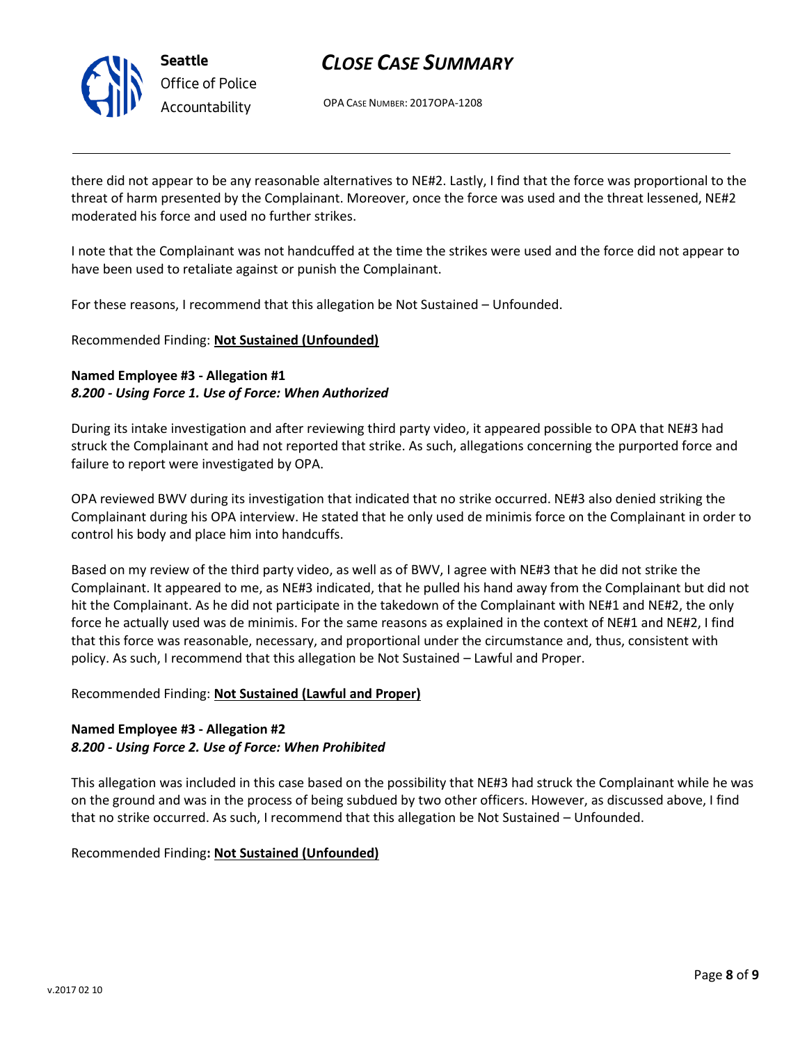there did not appear to be any reasonable alternatives to NE#2. Lastly, I find that the force was proportional to the threat of harm presented by the Complainant. Moreover, once the force was used and the threat lessened, NE#2 moderated his force and used no further strikes.

I note that the Complainant was not handcuffed at the time the strikes were used and the force did not appear to have been used to retaliate against or punish the Complainant.

For these reasons, I recommend that this allegation be Not Sustained – Unfounded.

Recommended Finding: **Not Sustained (Unfounded)**

**Named Employee #3 - Allegation #1**
***8.200 - Using Force 1. Use of Force: When Authorized***

During its intake investigation and after reviewing third party video, it appeared possible to OPA that NE#3 had struck the Complainant and had not reported that strike. As such, allegations concerning the purported force and failure to report were investigated by OPA.

OPA reviewed BWV during its investigation that indicated that no strike occurred. NE#3 also denied striking the Complainant during his OPA interview. He stated that he only used de minimis force on the Complainant in order to control his body and place him into handcuffs.

Based on my review of the third party video, as well as of BWV, I agree with NE#3 that he did not strike the Complainant. It appeared to me, as NE#3 indicated, that he pulled his hand away from the Complainant but did not hit the Complainant. As he did not participate in the takedown of the Complainant with NE#1 and NE#2, the only force he actually used was de minimis. For the same reasons as explained in the context of NE#1 and NE#2, I find that this force was reasonable, necessary, and proportional under the circumstance and, thus, consistent with policy. As such, I recommend that this allegation be Not Sustained – Lawful and Proper.

Recommended Finding: **Not Sustained (Lawful and Proper)**

**Named Employee #3 - Allegation #2**
***8.200 - Using Force 2. Use of Force: When Prohibited***

This allegation was included in this case based on the possibility that NE#3 had struck the Complainant while he was on the ground and was in the process of being subdued by two other officers. However, as discussed above, I find that no strike occurred. As such, I recommend that this allegation be Not Sustained – Unfounded.

Recommended Finding**: Not Sustained (Unfounded)**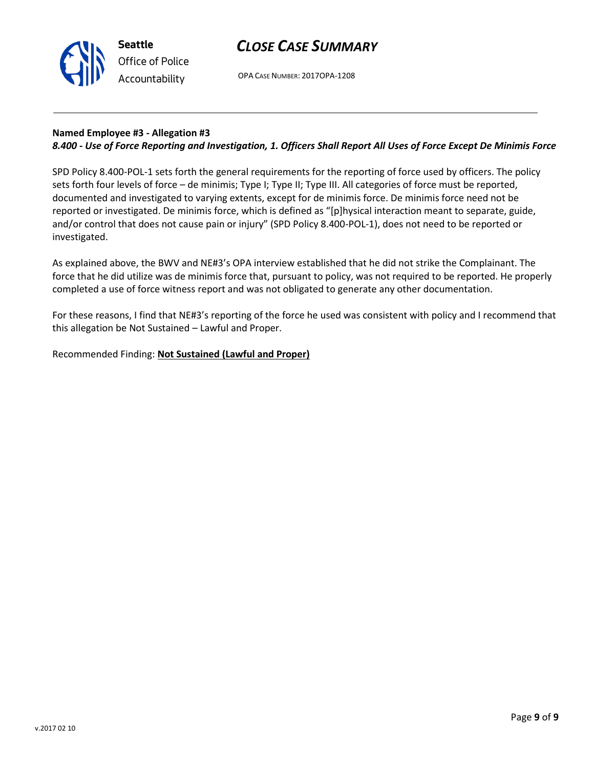**Named Employee #3 - Allegation #3**
***8.400 - Use of Force Reporting and Investigation, 1. Officers Shall Report All Uses of Force Except De Minimis Force***

SPD Policy 8.400-POL-1 sets forth the general requirements for the reporting of force used by officers. The policy sets forth four levels of force – de minimis; Type I; Type II; Type III. All categories of force must be reported, documented and investigated to varying extents, except for de minimis force. De minimis force need not be reported or investigated. De minimis force, which is defined as "[p]hysical interaction meant to separate, guide, and/or control that does not cause pain or injury" (SPD Policy 8.400-POL-1), does not need to be reported or investigated.

As explained above, the BWV and NE#3's OPA interview established that he did not strike the Complainant. The force that he did utilize was de minimis force that, pursuant to policy, was not required to be reported. He properly completed a use of force witness report and was not obligated to generate any other documentation.

For these reasons, I find that NE#3's reporting of the force he used was consistent with policy and I recommend that this allegation be Not Sustained – Lawful and Proper.

Recommended Finding: **Not Sustained (Lawful and Proper)**